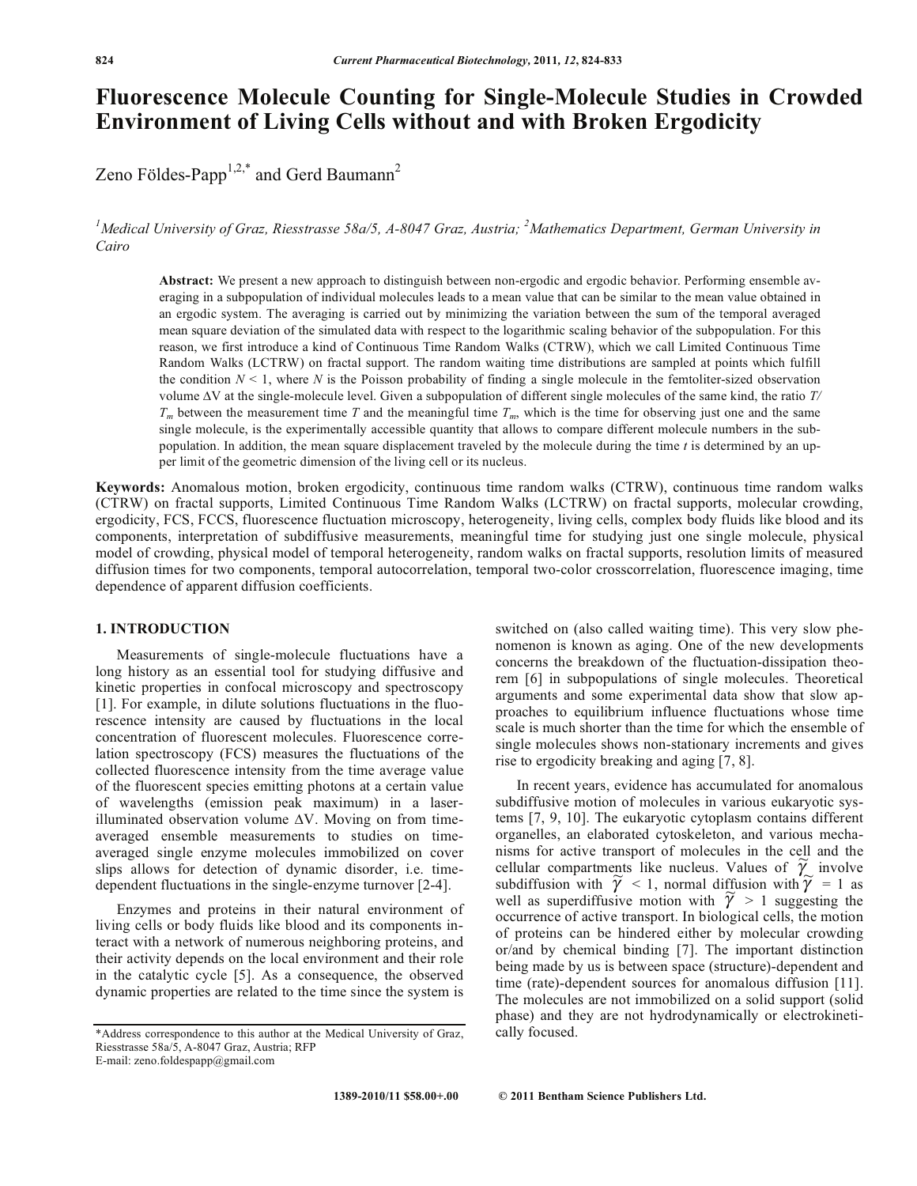# Fluorescence Molecule Counting for Single-Molecule Studies in Crowded Environment of Living Cells without and with Broken Ergodicity

Zeno Földes-Papp[1,2,*] and Gerd Baumann[2]

[1]*Medical University of Graz, Riesstrasse 58a/5, A-8047 Graz, Austria;* [2]*Mathematics Department, German University in Cairo*

**Abstract:** We present a new approach to distinguish between non-ergodic and ergodic behavior. Performing ensemble averaging in a subpopulation of individual molecules leads to a mean value that can be similar to the mean value obtained in an ergodic system. The averaging is carried out by minimizing the variation between the sum of the temporal averaged mean square deviation of the simulated data with respect to the logarithmic scaling behavior of the subpopulation. For this reason, we first introduce a kind of Continuous Time Random Walks (CTRW), which we call Limited Continuous Time Random Walks (LCTRW) on fractal support. The random waiting time distributions are sampled at points which fulfill the condition $N < 1$, where $N$ is the Poisson probability of finding a single molecule in the femtoliter-sized observation volume $\Delta V$ at the single-molecule level. Given a subpopulation of different single molecules of the same kind, the ratio $T/T_m$ between the measurement time $T$ and the meaningful time $T_m$, which is the time for observing just one and the same single molecule, is the experimentally accessible quantity that allows to compare different molecule numbers in the subpopulation. In addition, the mean square displacement traveled by the molecule during the time $t$ is determined by an upper limit of the geometric dimension of the living cell or its nucleus.

**Keywords:** Anomalous motion, broken ergodicity, continuous time random walks (CTRW), continuous time random walks (CTRW) on fractal supports, Limited Continuous Time Random Walks (LCTRW) on fractal supports, molecular crowding, ergodicity, FCS, FCCS, fluorescence fluctuation microscopy, heterogeneity, living cells, complex body fluids like blood and its components, interpretation of subdiffusive measurements, meaningful time for studying just one single molecule, physical model of crowding, physical model of temporal heterogeneity, random walks on fractal supports, resolution limits of measured diffusion times for two components, temporal autocorrelation, temporal two-color crosscorrelation, fluorescence imaging, time dependence of apparent diffusion coefficients.

## 1. INTRODUCTION

Measurements of single-molecule fluctuations have a long history as an essential tool for studying diffusive and kinetic properties in confocal microscopy and spectroscopy [1]. For example, in dilute solutions fluctuations in the fluorescence intensity are caused by fluctuations in the local concentration of fluorescent molecules. Fluorescence correlation spectroscopy (FCS) measures the fluctuations of the collected fluorescence intensity from the time average value of the fluorescent species emitting photons at a certain value of wavelengths (emission peak maximum) in a laser-illuminated observation volume $\Delta V$. Moving on from time-averaged ensemble measurements to studies on time-averaged single enzyme molecules immobilized on cover slips allows for detection of dynamic disorder, i.e. time-dependent fluctuations in the single-enzyme turnover [2-4].

Enzymes and proteins in their natural environment of living cells or body fluids like blood and its components interact with a network of numerous neighboring proteins, and their activity depends on the local environment and their role in the catalytic cycle [5]. As a consequence, the observed dynamic properties are related to the time since the system is switched on (also called waiting time). This very slow phenomenon is known as aging. One of the new developments concerns the breakdown of the fluctuation-dissipation theorem [6] in subpopulations of single molecules. Theoretical arguments and some experimental data show that slow approaches to equilibrium influence fluctuations whose time scale is much shorter than the time for which the ensemble of single molecules shows non-stationary increments and gives rise to ergodicity breaking and aging [7, 8].

In recent years, evidence has accumulated for anomalous subdiffusive motion of molecules in various eukaryotic systems [7, 9, 10]. The eukaryotic cytoplasm contains different organelles, an elaborated cytoskeleton, and various mechanisms for active transport of molecules in the cell and the cellular compartments like nucleus. Values of $\tilde{\gamma}$ involve subdiffusion with $\tilde{\gamma} < 1$, normal diffusion with $\tilde{\gamma} = 1$ as well as superdiffusive motion with $\tilde{\gamma} > 1$ suggesting the occurrence of active transport. In biological cells, the motion of proteins can be hindered either by molecular crowding or/and by chemical binding [7]. The important distinction being made by us is between space (structure)-dependent and time (rate)-dependent sources for anomalous diffusion [11]. The molecules are not immobilized on a solid support (solid phase) and they are not hydrodynamically or electrokinetically focused.

*Address correspondence to this author at the Medical University of Graz, Riesstrasse 58a/5, A-8047 Graz, Austria; RFP
E-mail: zeno.foldespapp@gmail.com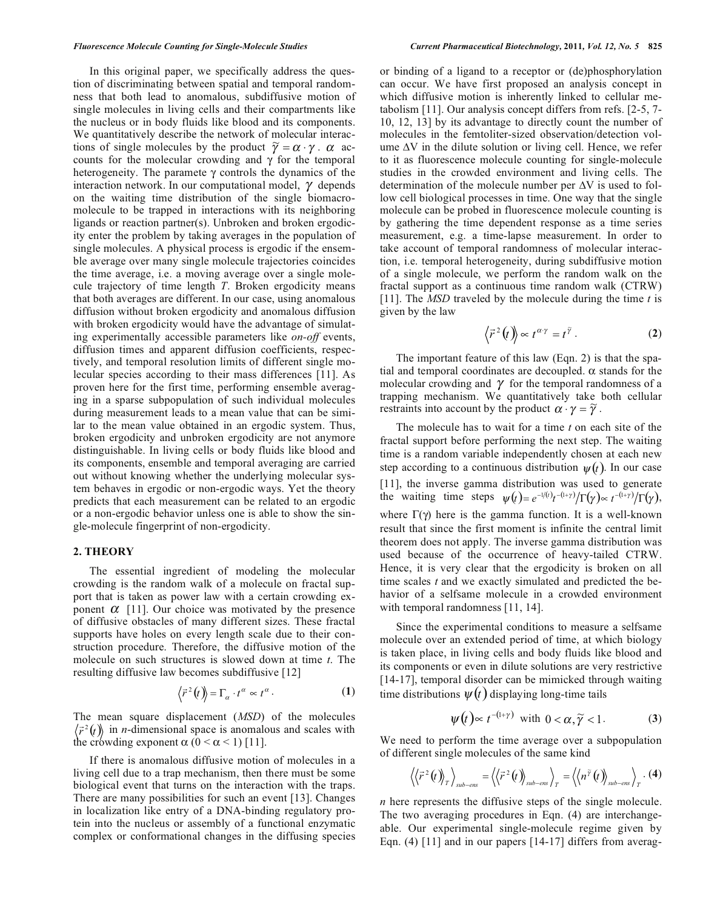In this original paper, we specifically address the question of discriminating between spatial and temporal randomness that both lead to anomalous, subdiffusive motion of single molecules in living cells and their compartments like the nucleus or in body fluids like blood and its components. We quantitatively describe the network of molecular interactions of single molecules by the product $\tilde{\gamma} = \alpha \cdot \gamma$. $\alpha$ accounts for the molecular crowding and $\gamma$ for the temporal heterogeneity. The paramete $\gamma$ controls the dynamics of the interaction network. In our computational model, $\gamma$ depends on the waiting time distribution of the single biomacromolecule to be trapped in interactions with its neighboring ligands or reaction partner(s). Unbroken and broken ergodicity enter the problem by taking averages in the population of single molecules. A physical process is ergodic if the ensemble average over many single molecule trajectories coincides the time average, i.e. a moving average over a single molecule trajectory of time length *T*. Broken ergodicity means that both averages are different. In our case, using anomalous diffusion without broken ergodicity and anomalous diffusion with broken ergodicity would have the advantage of simulating experimentally accessible parameters like *on-off* events, diffusion times and apparent diffusion coefficients, respectively, and temporal resolution limits of different single molecular species according to their mass differences [11]. As proven here for the first time, performing ensemble averaging in a sparse subpopulation of such individual molecules during measurement leads to a mean value that can be similar to the mean value obtained in an ergodic system. Thus, broken ergodicity and unbroken ergodicity are not anymore distinguishable. In living cells or body fluids like blood and its components, ensemble and temporal averaging are carried out without knowing whether the underlying molecular system behaves in ergodic or non-ergodic ways. Yet the theory predicts that each measurement can be related to an ergodic or a non-ergodic behavior unless one is able to show the single-molecule fingerprint of non-ergodicity.

## 2. THEORY

The essential ingredient of modeling the molecular crowding is the random walk of a molecule on fractal support that is taken as power law with a certain crowding exponent $\alpha$ [11]. Our choice was motivated by the presence of diffusive obstacles of many different sizes. These fractal supports have holes on every length scale due to their construction procedure. Therefore, the diffusive motion of the molecule on such structures is slowed down at time *t*. The resulting diffusive law becomes subdiffusive [12]

$$\langle \vec{r}^{\,2}(t) \rangle = \Gamma_\alpha \cdot t^\alpha \propto t^\alpha . \tag{1}$$

The mean square displacement (*MSD*) of the molecules $\langle \vec{r}^{\,2}(t) \rangle$ in *n*-dimensional space is anomalous and scales with the crowding exponent $\alpha$ ($0 < \alpha < 1$) [11].

If there is anomalous diffusive motion of molecules in a living cell due to a trap mechanism, then there must be some biological event that turns on the interaction with the traps. There are many possibilities for such an event [13]. Changes in localization like entry of a DNA-binding regulatory protein into the nucleus or assembly of a functional enzymatic complex or conformational changes in the diffusing species or binding of a ligand to a receptor or (de)phosphorylation can occur. We have first proposed an analysis concept in which diffusive motion is inherently linked to cellular metabolism [11]. Our analysis concept differs from refs. [2-5, 7-10, 12, 13] by its advantage to directly count the number of molecules in the femtoliter-sized observation/detection volume $\Delta V$ in the dilute solution or living cell. Hence, we refer to it as fluorescence molecule counting for single-molecule studies in the crowded environment and living cells. The determination of the molecule number per $\Delta V$ is used to follow cell biological processes in time. One way that the single molecule can be probed in fluorescence molecule counting is by gathering the time dependent response as a time series measurement, e.g. a time-lapse measurement. In order to take account of temporal randomness of molecular interaction, i.e. temporal heterogeneity, during subdiffusive motion of a single molecule, we perform the random walk on the fractal support as a continuous time random walk (CTRW) [11]. The *MSD* traveled by the molecule during the time *t* is given by the law

$$\langle \vec{r}^{\,2}(t) \rangle \propto t^{\alpha \cdot \gamma} = t^{\tilde{\gamma}} . \tag{2}$$

The important feature of this law (Eqn. 2) is that the spatial and temporal coordinates are decoupled. $\alpha$ stands for the molecular crowding and $\gamma$ for the temporal randomness of a trapping mechanism. We quantitatively take both cellular restraints into account by the product $\alpha \cdot \gamma = \tilde{\gamma}$.

The molecule has to wait for a time *t* on each site of the fractal support before performing the next step. The waiting time is a random variable independently chosen at each new step according to a continuous distribution $\psi(t)$. In our case [11], the inverse gamma distribution was used to generate the waiting time steps $\psi(t) = e^{-1/(t)} t^{-(1+\gamma)} / \Gamma(\gamma) \propto t^{-(1+\gamma)} / \Gamma(\gamma)$, where $\Gamma(\gamma)$ here is the gamma function. It is a well-known result that since the first moment is infinite the central limit theorem does not apply. The inverse gamma distribution was used because of the occurrence of heavy-tailed CTRW. Hence, it is very clear that the ergodicity is broken on all time scales *t* and we exactly simulated and predicted the behavior of a selfsame molecule in a crowded environment with temporal randomness [11, 14].

Since the experimental conditions to measure a selfsame molecule over an extended period of time, at which biology is taken place, in living cells and body fluids like blood and its components or even in dilute solutions are very restrictive [14-17], temporal disorder can be mimicked through waiting time distributions $\psi(t)$ displaying long-time tails

$$\psi(t) \propto t^{-(1+\gamma)} \text{ with } 0 < \alpha, \tilde{\gamma} < 1 . \tag{3}$$

We need to perform the time average over a subpopulation of different single molecules of the same kind

$$\left\langle \left\langle \vec{r}^{\,2}(t) \right\rangle_T \right\rangle_{sub-ens} = \left\langle \left\langle \vec{r}^{\,2}(t) \right\rangle_{sub-ens} \right\rangle_T = \left\langle \left\langle n^{\tilde{\gamma}}(t) \right\rangle_{sub-ens} \right\rangle_T . \tag{4}$$

*n* here represents the diffusive steps of the single molecule. The two averaging procedures in Eqn. (4) are interchangeable. Our experimental single-molecule regime given by Eqn. (4) [11] and in our papers [14-17] differs from averag-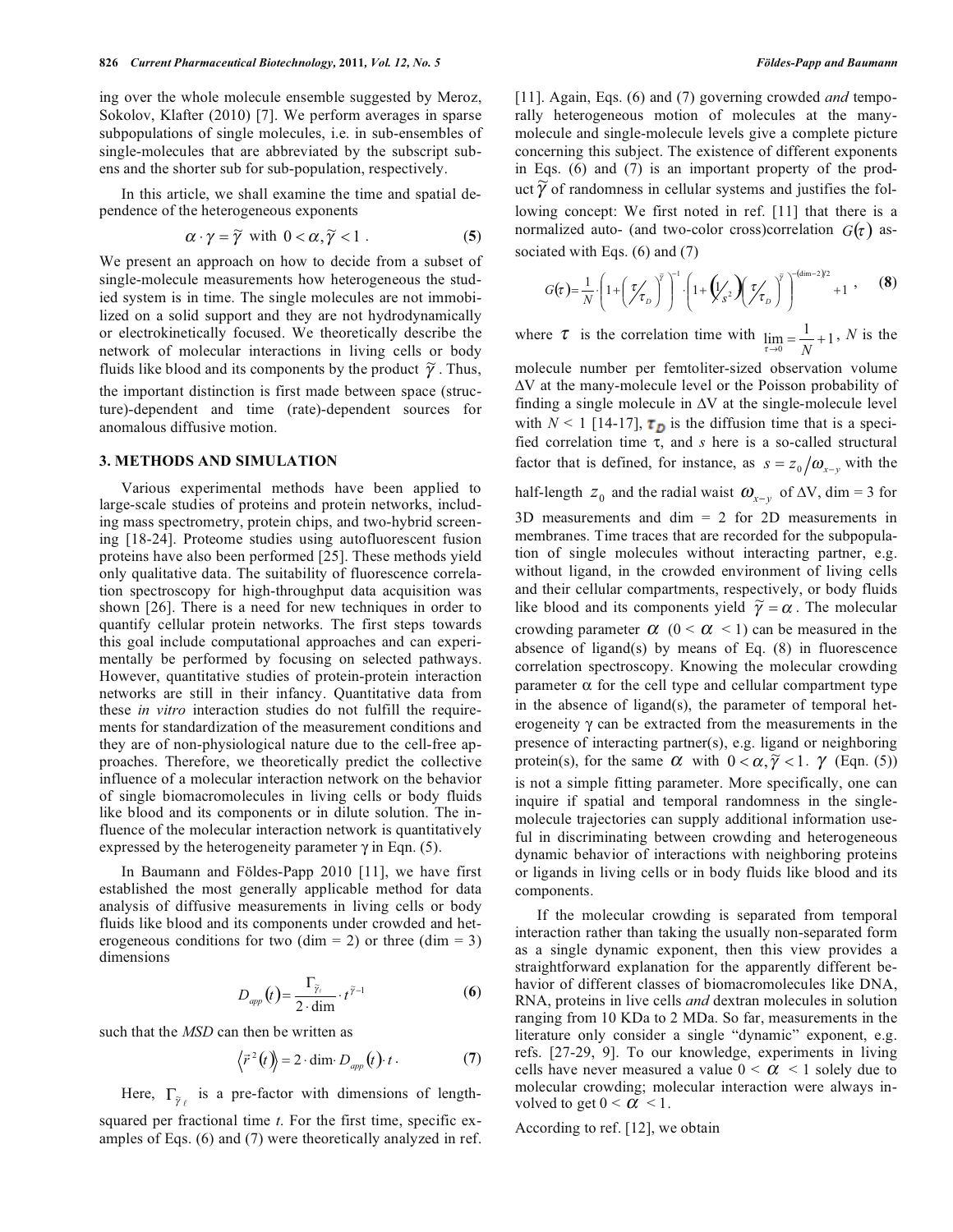ing over the whole molecule ensemble suggested by Meroz, Sokolov, Klafter (2010) [7]. We perform averages in sparse subpopulations of single molecules, i.e. in sub-ensembles of single-molecules that are abbreviated by the subscript sub-ens and the shorter sub for sub-population, respectively.

In this article, we shall examine the time and spatial dependence of the heterogeneous exponents

$$\alpha \cdot \gamma = \tilde{\gamma} \text{ with } 0 < \alpha, \tilde{\gamma} < 1 \,. \tag{5}$$

We present an approach on how to decide from a subset of single-molecule measurements how heterogeneous the studied system is in time. The single molecules are not immobilized on a solid support and they are not hydrodynamically or electrokinetically focused. We theoretically describe the network of molecular interactions in living cells or body fluids like blood and its components by the product $\tilde{\gamma}$. Thus, the important distinction is first made between space (structure)-dependent and time (rate)-dependent sources for anomalous diffusive motion.

## 3. METHODS AND SIMULATION

Various experimental methods have been applied to large-scale studies of proteins and protein networks, including mass spectrometry, protein chips, and two-hybrid screening [18-24]. Proteome studies using autofluorescent fusion proteins have also been performed [25]. These methods yield only qualitative data. The suitability of fluorescence correlation spectroscopy for high-throughput data acquisition was shown [26]. There is a need for new techniques in order to quantify cellular protein networks. The first steps towards this goal include computational approaches and can experimentally be performed by focusing on selected pathways. However, quantitative studies of protein-protein interaction networks are still in their infancy. Quantitative data from these *in vitro* interaction studies do not fulfill the requirements for standardization of the measurement conditions and they are of non-physiological nature due to the cell-free approaches. Therefore, we theoretically predict the collective influence of a molecular interaction network on the behavior of single biomacromolecules in living cells or body fluids like blood and its components or in dilute solution. The influence of the molecular interaction network is quantitatively expressed by the heterogeneity parameter $\gamma$ in Eqn. (5).

In Baumann and Földes-Papp 2010 [11], we have first established the most generally applicable method for data analysis of diffusive measurements in living cells or body fluids like blood and its components under crowded and heterogeneous conditions for two (dim = 2) or three (dim = 3) dimensions

$$D_{app}(t) = \frac{\Gamma_{\tilde{\gamma}_\ell}}{2 \cdot \dim} \cdot t^{\tilde{\gamma}-1} \tag{6}$$

such that the *MSD* can then be written as

$$\left\langle \vec{r}^{\,2}(t) \right\rangle = 2 \cdot \dim \cdot D_{app}(t) \cdot t \,. \tag{7}$$

Here, $\Gamma_{\tilde{\gamma}_\ell}$ is a pre-factor with dimensions of length-squared per fractional time $t$. For the first time, specific examples of Eqs. (6) and (7) were theoretically analyzed in ref. [11]. Again, Eqs. (6) and (7) governing crowded *and* temporally heterogeneous motion of molecules at the many-molecule and single-molecule levels give a complete picture concerning this subject. The existence of different exponents in Eqs. (6) and (7) is an important property of the product $\tilde{\gamma}$ of randomness in cellular systems and justifies the following concept: We first noted in ref. [11] that there is a normalized auto- (and two-color cross)correlation $G(\tau)$ associated with Eqs. (6) and (7)

$$G(\tau) = \frac{1}{N} \cdot \left(1 + \left(\frac{\tau}{\tau_D}\right)^{\tilde{\gamma}}\right)^{-1} \cdot \left(1 + \left(\frac{1}{s^2}\right)\left(\frac{\tau}{\tau_D}\right)^{\tilde{\gamma}}\right)^{-(\dim-2)/2} + 1 \,, \tag{8}$$

where $\tau$ is the correlation time with $\lim_{\tau \to 0} = \frac{1}{N} + 1$, $N$ is the molecule number per femtoliter-sized observation volume $\Delta V$ at the many-molecule level or the Poisson probability of finding a single molecule in $\Delta V$ at the single-molecule level with $N < 1$ [14-17], $\tau_D$ is the diffusion time that is a specified correlation time $\tau$, and $s$ here is a so-called structural factor that is defined, for instance, as $s = z_0 / \omega_{x-y}$ with the half-length $z_0$ and the radial waist $\omega_{x-y}$ of $\Delta V$, dim = 3 for 3D measurements and dim = 2 for 2D measurements in membranes. Time traces that are recorded for the subpopulation of single molecules without interacting partner, e.g. without ligand, in the crowded environment of living cells and their cellular compartments, respectively, or body fluids like blood and its components yield $\tilde{\gamma} = \alpha$. The molecular crowding parameter $\alpha$ ($0 < \alpha < 1$) can be measured in the absence of ligand(s) by means of Eq. (8) in fluorescence correlation spectroscopy. Knowing the molecular crowding parameter $\alpha$ for the cell type and cellular compartment type in the absence of ligand(s), the parameter of temporal heterogeneity $\gamma$ can be extracted from the measurements in the presence of interacting partner(s), e.g. ligand or neighboring protein(s), for the same $\alpha$ with $0 < \alpha, \tilde{\gamma} < 1$. $\gamma$ (Eqn. (5)) is not a simple fitting parameter. More specifically, one can inquire if spatial and temporal randomness in the single-molecule trajectories can supply additional information useful in discriminating between crowding and heterogeneous dynamic behavior of interactions with neighboring proteins or ligands in living cells or in body fluids like blood and its components.

If the molecular crowding is separated from temporal interaction rather than taking the usually non-separated form as a single dynamic exponent, then this view provides a straightforward explanation for the apparently different behavior of different classes of biomacromolecules like DNA, RNA, proteins in live cells *and* dextran molecules in solution ranging from 10 KDa to 2 MDa. So far, measurements in the literature only consider a single "dynamic" exponent, e.g. refs. [27-29, 9]. To our knowledge, experiments in living cells have never measured a value $0 < \alpha < 1$ solely due to molecular crowding; molecular interaction were always involved to get $0 < \alpha < 1$.

According to ref. [12], we obtain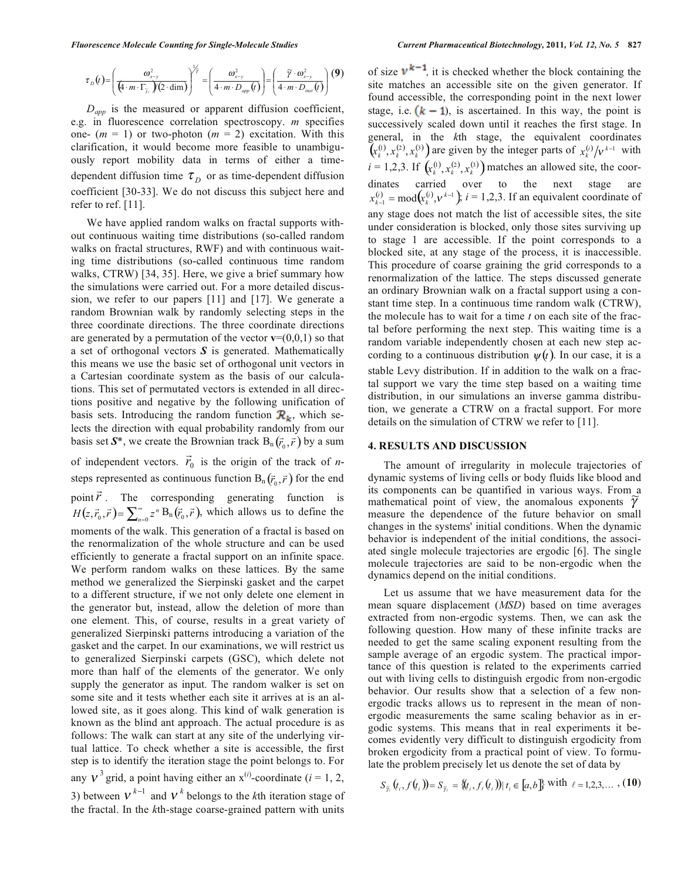$$\tau_D(t)=\left(\frac{\omega_{x-y}^2}{\left(4\cdot m\cdot \Gamma_{\tilde{\gamma}}\right)(2\cdot \dim)}\right)^{1/\tilde{\gamma}}=\left(\frac{\omega_{x-y}^2}{4\cdot m\cdot D_{app}(t)}\right)=\left(\frac{\tilde{\gamma}\cdot\omega_{x-y}^2}{4\cdot m\cdot D_{inst}(t)}\right) \quad (9)$$

$D_{app}$ is the measured or apparent diffusion coefficient, e.g. in fluorescence correlation spectroscopy. $m$ specifies one- ($m$ = 1) or two-photon ($m$ = 2) excitation. With this clarification, it would become more feasible to unambiguously report mobility data in terms of either a time-dependent diffusion time $\tau_D$ or as time-dependent diffusion coefficient [30-33]. We do not discuss this subject here and refer to ref. [11].

We have applied random walks on fractal supports without continuous waiting time distributions (so-called random walks on fractal structures, RWF) and with continuous waiting time distributions (so-called continuous time random walks, CTRW) [34, 35]. Here, we give a brief summary how the simulations were carried out. For a more detailed discussion, we refer to our papers [11] and [17]. We generate a random Brownian walk by randomly selecting steps in the three coordinate directions. The three coordinate directions are generated by a permutation of the vector **v**=(0,0,1) so that a set of orthogonal vectors ***S*** is generated. Mathematically this means we use the basic set of orthogonal unit vectors in a Cartesian coordinate system as the basis of our calculations. This set of permutated vectors is extended in all directions positive and negative by the following unification of basis sets. Introducing the random function $\mathcal{R}_k$, which selects the direction with equal probability randomly from our basis set ***S****, we create the Brownian track $B_n(\vec{r}_0,\vec{r})$ by a sum of independent vectors. $\vec{r}_0$ is the origin of the track of $n$-steps represented as continuous function $B_n(\vec{r}_0,\vec{r})$ for the end point $\vec{r}$. The corresponding generating function is $H(z,\vec{r}_0,\vec{r})=\sum_{n=0}^{\infty} z^n B_n(\vec{r}_0,\vec{r})$, which allows us to define the moments of the walk. This generation of a fractal is based on the renormalization of the whole structure and can be used efficiently to generate a fractal support on an infinite space. We perform random walks on these lattices. By the same method we generalized the Sierpinski gasket and the carpet to a different structure, if we not only delete one element in the generator but, instead, allow the deletion of more than one element. This, of course, results in a great variety of generalized Sierpinski patterns introducing a variation of the gasket and the carpet. In our examinations, we will restrict us to generalized Sierpinski carpets (GSC), which delete not more than half of the elements of the generator. We only supply the generator as input. The random walker is set on some site and it tests whether each site it arrives at is an allowed site, as it goes along. This kind of walk generation is known as the blind ant approach. The actual procedure is as follows: The walk can start at any site of the underlying virtual lattice. To check whether a site is accessible, the first step is to identify the iteration stage the point belongs to. For any $\nu^3$ grid, a point having either an $x^{(i)}$-coordinate ($i$ = 1, 2, 3) between $\nu^{k-1}$ and $\nu^k$ belongs to the $k$th iteration stage of the fractal. In the $k$th-stage coarse-grained pattern with units of size $\nu^{k-1}$, it is checked whether the block containing the site matches an accessible site on the given generator. If found accessible, the corresponding point in the next lower stage, i.e. $(k-1)$, is ascertained. In this way, the point is successively scaled down until it reaches the first stage. In general, in the $k$th stage, the equivalent coordinates $\left(x_k^{(1)},x_k^{(2)},x_k^{(3)}\right)$ are given by the integer parts of $x_k^{(i)}/\nu^{k-1}$ with $i$ = 1,2,3. If $\left(x_k^{(1)},x_k^{(2)},x_k^{(3)}\right)$ matches an allowed site, the coordinates carried over to the next stage are $x_{k-1}^{(i)}=\mathrm{mod}\left(x_k^{(i)},\nu^{k-1}\right)$; $i$ = 1,2,3. If an equivalent coordinate of any stage does not match the list of accessible sites, the site under consideration is blocked, only those sites surviving up to stage 1 are accessible. If the point corresponds to a blocked site, at any stage of the process, it is inaccessible. This procedure of coarse graining the grid corresponds to a renormalization of the lattice. The steps discussed generate an ordinary Brownian walk on a fractal support using a constant time step. In a continuous time random walk (CTRW), the molecule has to wait for a time $t$ on each site of the fractal before performing the next step. This waiting time is a random variable independently chosen at each new step according to a continuous distribution $\psi(t)$. In our case, it is a stable Levy distribution. If in addition to the walk on a fractal support we vary the time step based on a waiting time distribution, in our simulations an inverse gamma distribution, we generate a CTRW on a fractal support. For more details on the simulation of CTRW we refer to [11].

## 4. RESULTS AND DISCUSSION

The amount of irregularity in molecule trajectories of dynamic systems of living cells or body fluids like blood and its components can be quantified in various ways. From a mathematical point of view, the anomalous exponents $\tilde{\gamma}$ measure the dependence of the future behavior on small changes in the systems' initial conditions. When the dynamic behavior is independent of the initial conditions, the associated single molecule trajectories are ergodic [6]. The single molecule trajectories are said to be non-ergodic when the dynamics depend on the initial conditions.

Let us assume that we have measurement data for the mean square displacement (*MSD*) based on time averages extracted from non-ergodic systems. Then, we can ask the following question. How many of these infinite tracks are needed to get the same scaling exponent resulting from the sample average of an ergodic system. The practical importance of this question is related to the experiments carried out with living cells to distinguish ergodic from non-ergodic behavior. Our results show that a selection of a few non-ergodic tracks allows us to represent in the mean of non-ergodic measurements the same scaling behavior as in ergodic systems. This means that in real experiments it becomes evidently very difficult to distinguish ergodicity from broken ergodicity from a practical point of view. To formulate the problem precisely let us denote the set of data by

$$S_{\tilde{\gamma}_\ell}(t_i,f(t_i))=S_{\tilde{\gamma}_\ell}=\{(t_i,f_\ell(t_i))\,|\,t_i\in[a,b]\}\ \text{with}\ \ell=1,2,3,\ldots \quad (10)$$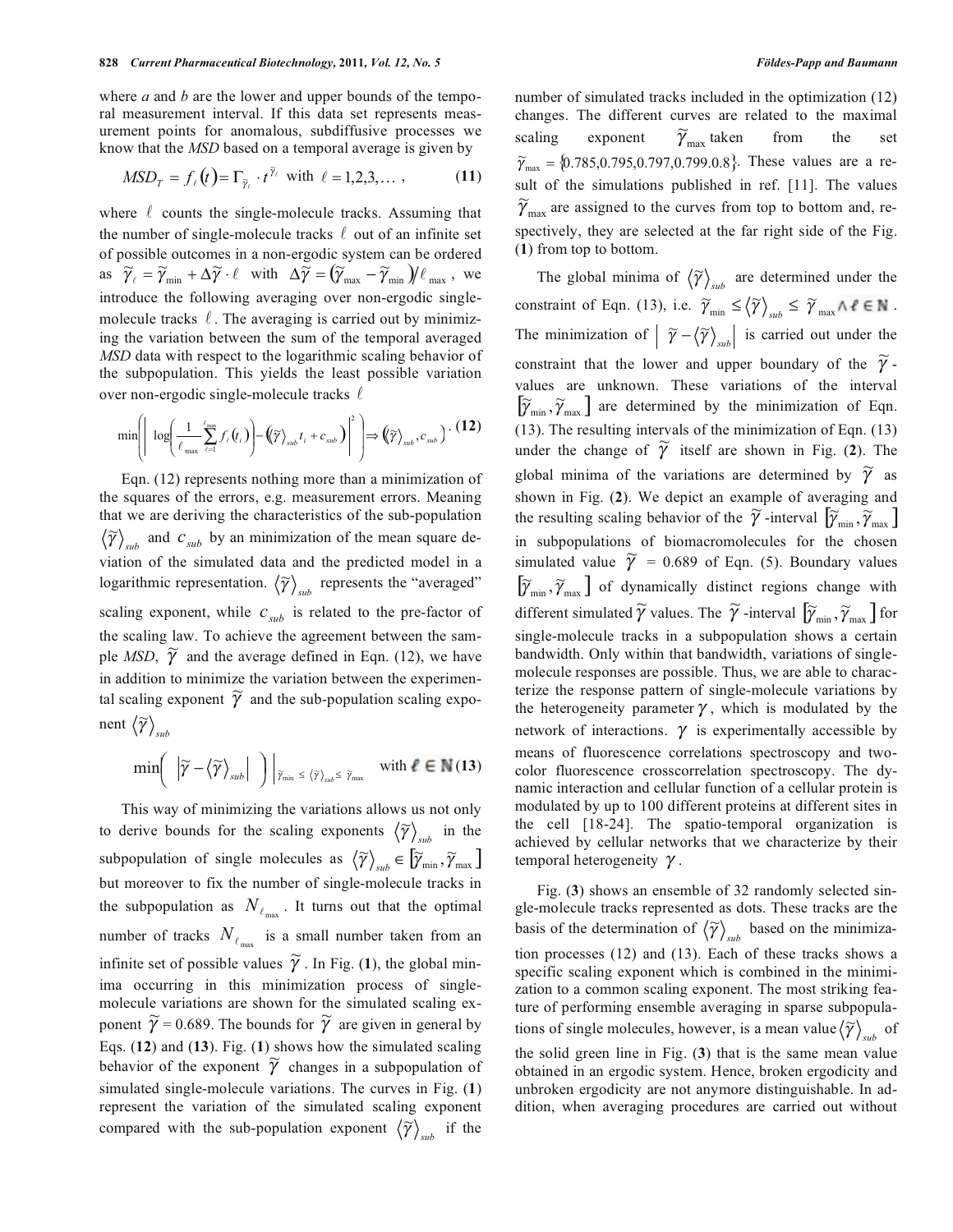where *a* and *b* are the lower and upper bounds of the temporal measurement interval. If this data set represents measurement points for anomalous, subdiffusive processes we know that the *MSD* based on a temporal average is given by

$$MSD_T = f_\ell(t) = \Gamma_{\tilde{\gamma}_\ell} \cdot t^{\tilde{\gamma}_\ell} \quad \text{with} \quad \ell = 1,2,3,\ldots, \tag{11}$$

where $\ell$ counts the single-molecule tracks. Assuming that the number of single-molecule tracks $\ell$ out of an infinite set of possible outcomes in a non-ergodic system can be ordered as $\tilde{\gamma}_\ell = \tilde{\gamma}_{\min} + \Delta\tilde{\gamma} \cdot \ell$ with $\Delta\tilde{\gamma} = (\tilde{\gamma}_{\max} - \tilde{\gamma}_{\min})/\ell_{\max}$, we introduce the following averaging over non-ergodic single-molecule tracks $\ell$. The averaging is carried out by minimizing the variation between the sum of the temporal averaged *MSD* data with respect to the logarithmic scaling behavior of the subpopulation. This yields the least possible variation over non-ergodic single-molecule tracks $\ell$

$$\min\left(\left|\log\left(\frac{1}{\ell_{\max}}\sum_{\ell=1}^{\ell_{\max}} f_\ell(t_i)\right) - \left(\langle\tilde{\gamma}\rangle_{sub} t_i + c_{sub}\right)\right|^2\right) \Rightarrow \left(\langle\tilde{\gamma}\rangle_{sub}, c_{sub}\right). \tag{12}$$

Eqn. (12) represents nothing more than a minimization of the squares of the errors, e.g. measurement errors. Meaning that we are deriving the characteristics of the sub-population $\langle\tilde{\gamma}\rangle_{sub}$ and $c_{sub}$ by an minimization of the mean square deviation of the simulated data and the predicted model in a logarithmic representation. $\langle\tilde{\gamma}\rangle_{sub}$ represents the "averaged" scaling exponent, while $c_{sub}$ is related to the pre-factor of the scaling law. To achieve the agreement between the sample *MSD*, $\tilde{\gamma}$ and the average defined in Eqn. (12), we have in addition to minimize the variation between the experimental scaling exponent $\tilde{\gamma}$ and the sub-population scaling exponent $\langle\tilde{\gamma}\rangle_{sub}$

$$\min\left(\left|\tilde{\gamma} - \langle\tilde{\gamma}\rangle_{sub}\right|\right)\Big|_{\tilde{\gamma}_{\min} \le \langle\tilde{\gamma}\rangle_{sub} \le \tilde{\gamma}_{\max}} \quad \text{with } \ell \in \mathbb{N} \tag{13}$$

This way of minimizing the variations allows us not only to derive bounds for the scaling exponents $\langle\tilde{\gamma}\rangle_{sub}$ in the subpopulation of single molecules as $\langle\tilde{\gamma}\rangle_{sub} \in [\tilde{\gamma}_{\min}, \tilde{\gamma}_{\max}]$ but moreover to fix the number of single-molecule tracks in the subpopulation as $N_{\ell_{\max}}$. It turns out that the optimal number of tracks $N_{\ell_{\max}}$ is a small number taken from an infinite set of possible values $\tilde{\gamma}$. In Fig. (**1**), the global minima occurring in this minimization process of single-molecule variations are shown for the simulated scaling exponent $\tilde{\gamma}$ = 0.689. The bounds for $\tilde{\gamma}$ are given in general by Eqs. (**12**) and (**13**). Fig. (**1**) shows how the simulated scaling behavior of the exponent $\tilde{\gamma}$ changes in a subpopulation of simulated single-molecule variations. The curves in Fig. (**1**) represent the variation of the simulated scaling exponent compared with the sub-population exponent $\langle\tilde{\gamma}\rangle_{sub}$ if the number of simulated tracks included in the optimization (12) changes. The different curves are related to the maximal scaling exponent $\tilde{\gamma}_{\max}$ taken from the set $\tilde{\gamma}_{\max} = \{0.785, 0.795, 0.797, 0.799, 0.8\}$. These values are a result of the simulations published in ref. [11]. The values $\tilde{\gamma}_{\max}$ are assigned to the curves from top to bottom and, respectively, they are selected at the far right side of the Fig. (**1**) from top to bottom.

The global minima of $\langle\tilde{\gamma}\rangle_{sub}$ are determined under the constraint of Eqn. (13), i.e. $\tilde{\gamma}_{\min} \le \langle\tilde{\gamma}\rangle_{sub} \le \tilde{\gamma}_{\max} \wedge \ell \in \mathbb{N}$. The minimization of $\left|\tilde{\gamma} - \langle\tilde{\gamma}\rangle_{sub}\right|$ is carried out under the constraint that the lower and upper boundary of the $\tilde{\gamma}$-values are unknown. These variations of the interval $[\tilde{\gamma}_{\min}, \tilde{\gamma}_{\max}]$ are determined by the minimization of Eqn. (13). The resulting intervals of the minimization of Eqn. (13) under the change of $\tilde{\gamma}$ itself are shown in Fig. (**2**). The global minima of the variations are determined by $\tilde{\gamma}$ as shown in Fig. (**2**). We depict an example of averaging and the resulting scaling behavior of the $\tilde{\gamma}$-interval $[\tilde{\gamma}_{\min}, \tilde{\gamma}_{\max}]$ in subpopulations of biomacromolecules for the chosen simulated value $\tilde{\gamma}$ = 0.689 of Eqn. (5). Boundary values $[\tilde{\gamma}_{\min}, \tilde{\gamma}_{\max}]$ of dynamically distinct regions change with different simulated $\tilde{\gamma}$ values. The $\tilde{\gamma}$-interval $[\tilde{\gamma}_{\min}, \tilde{\gamma}_{\max}]$ for single-molecule tracks in a subpopulation shows a certain bandwidth. Only within that bandwidth, variations of single-molecule responses are possible. Thus, we are able to characterize the response pattern of single-molecule variations by the heterogeneity parameter $\gamma$, which is modulated by the network of interactions. $\gamma$ is experimentally accessible by means of fluorescence correlations spectroscopy and two-color fluorescence crosscorrelation spectroscopy. The dynamic interaction and cellular function of a cellular protein is modulated by up to 100 different proteins at different sites in the cell [18-24]. The spatio-temporal organization is achieved by cellular networks that we characterize by their temporal heterogeneity $\gamma$.

Fig. (**3**) shows an ensemble of 32 randomly selected single-molecule tracks represented as dots. These tracks are the basis of the determination of $\langle\tilde{\gamma}\rangle_{sub}$ based on the minimization processes (12) and (13). Each of these tracks shows a specific scaling exponent which is combined in the minimization to a common scaling exponent. The most striking feature of performing ensemble averaging in sparse subpopulations of single molecules, however, is a mean value $\langle\tilde{\gamma}\rangle_{sub}$ of the solid green line in Fig. (**3**) that is the same mean value obtained in an ergodic system. Hence, broken ergodicity and unbroken ergodicity are not anymore distinguishable. In addition, when averaging procedures are carried out without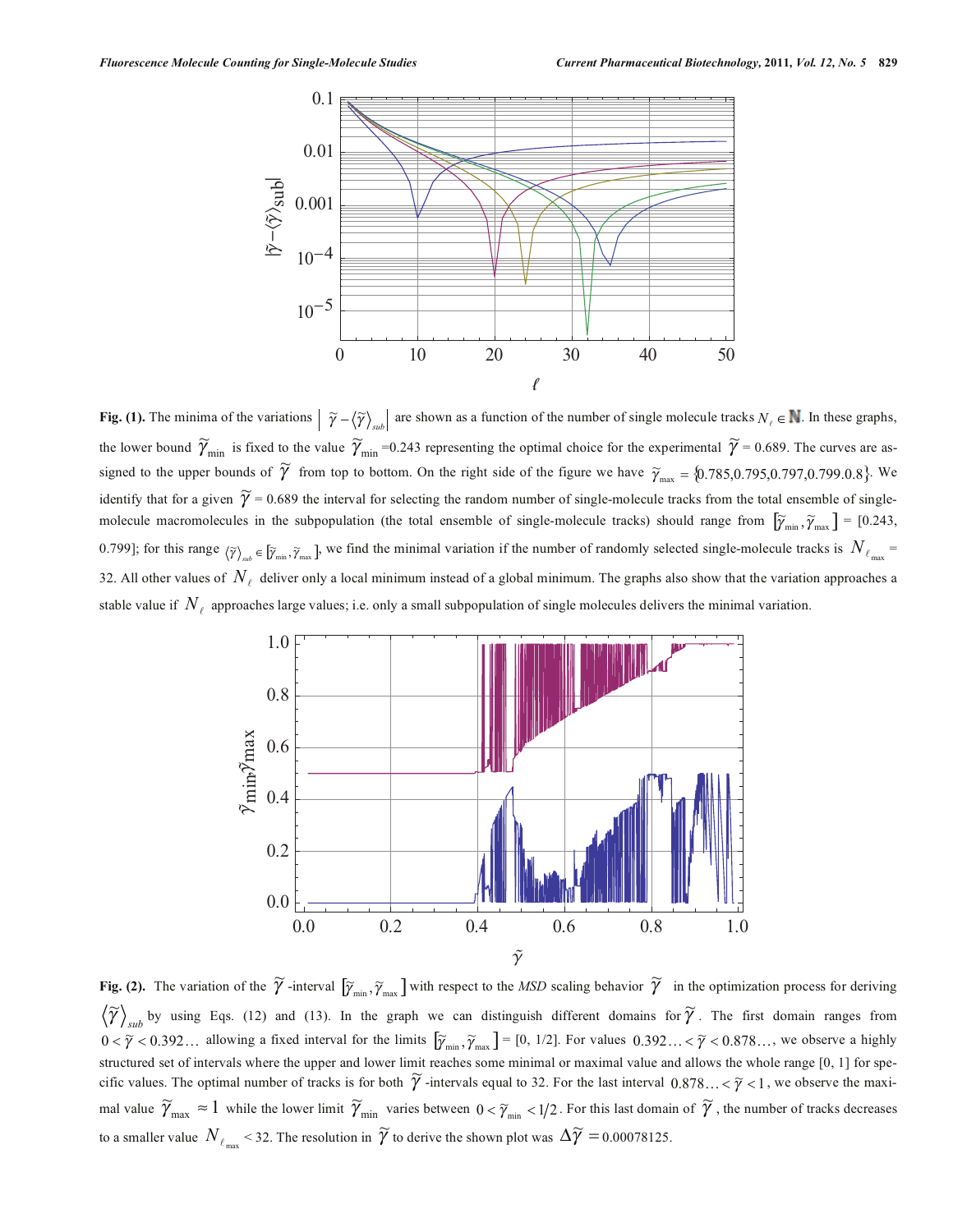**Fig. (1).** The minima of the variations $\left| \tilde{\gamma} - \langle \tilde{\gamma} \rangle_{sub} \right|$ are shown as a function of the number of single molecule tracks $N_\ell \in \mathbb{N}$. In these graphs, the lower bound $\tilde{\gamma}_{\min}$ is fixed to the value $\tilde{\gamma}_{\min}$ =0.243 representing the optimal choice for the experimental $\tilde{\gamma}$ = 0.689. The curves are assigned to the upper bounds of $\tilde{\gamma}$ from top to bottom. On the right side of the figure we have $\tilde{\gamma}_{\max} = \{0.785, 0.795, 0.797, 0.799, 0.8\}$. We identify that for a given $\tilde{\gamma}$ = 0.689 the interval for selecting the random number of single-molecule tracks from the total ensemble of single-molecule macromolecules in the subpopulation (the total ensemble of single-molecule tracks) should range from $[\tilde{\gamma}_{\min}, \tilde{\gamma}_{\max}]$ = [0.243, 0.799]; for this range $\langle \tilde{\gamma} \rangle_{sub} \in [\tilde{\gamma}_{\min}, \tilde{\gamma}_{\max}]$, we find the minimal variation if the number of randomly selected single-molecule tracks is $N_{\ell_{\max}}$ = 32. All other values of $N_\ell$ deliver only a local minimum instead of a global minimum. The graphs also show that the variation approaches a stable value if $N_\ell$ approaches large values; i.e. only a small subpopulation of single molecules delivers the minimal variation.

**Fig. (2).** The variation of the $\tilde{\gamma}$ -interval $[\tilde{\gamma}_{\min}, \tilde{\gamma}_{\max}]$ with respect to the *MSD* scaling behavior $\tilde{\gamma}$ in the optimization process for deriving $\langle \tilde{\gamma} \rangle_{sub}$ by using Eqs. (12) and (13). In the graph we can distinguish different domains for $\tilde{\gamma}$. The first domain ranges from $0 < \tilde{\gamma} < 0.392\ldots$ allowing a fixed interval for the limits $[\tilde{\gamma}_{\min}, \tilde{\gamma}_{\max}]$ = [0, 1/2]. For values $0.392\ldots < \tilde{\gamma} < 0.878\ldots$, we observe a highly structured set of intervals where the upper and lower limit reaches some minimal or maximal value and allows the whole range [0, 1] for specific values. The optimal number of tracks is for both $\tilde{\gamma}$ -intervals equal to 32. For the last interval $0.878\ldots < \tilde{\gamma} < 1$, we observe the maximal value $\tilde{\gamma}_{\max} \approx 1$ while the lower limit $\tilde{\gamma}_{\min}$ varies between $0 < \tilde{\gamma}_{\min} < 1/2$. For this last domain of $\tilde{\gamma}$, the number of tracks decreases to a smaller value $N_{\ell_{\max}}$ < 32. The resolution in $\tilde{\gamma}$ to derive the shown plot was $\Delta\tilde{\gamma} = 0.00078125$.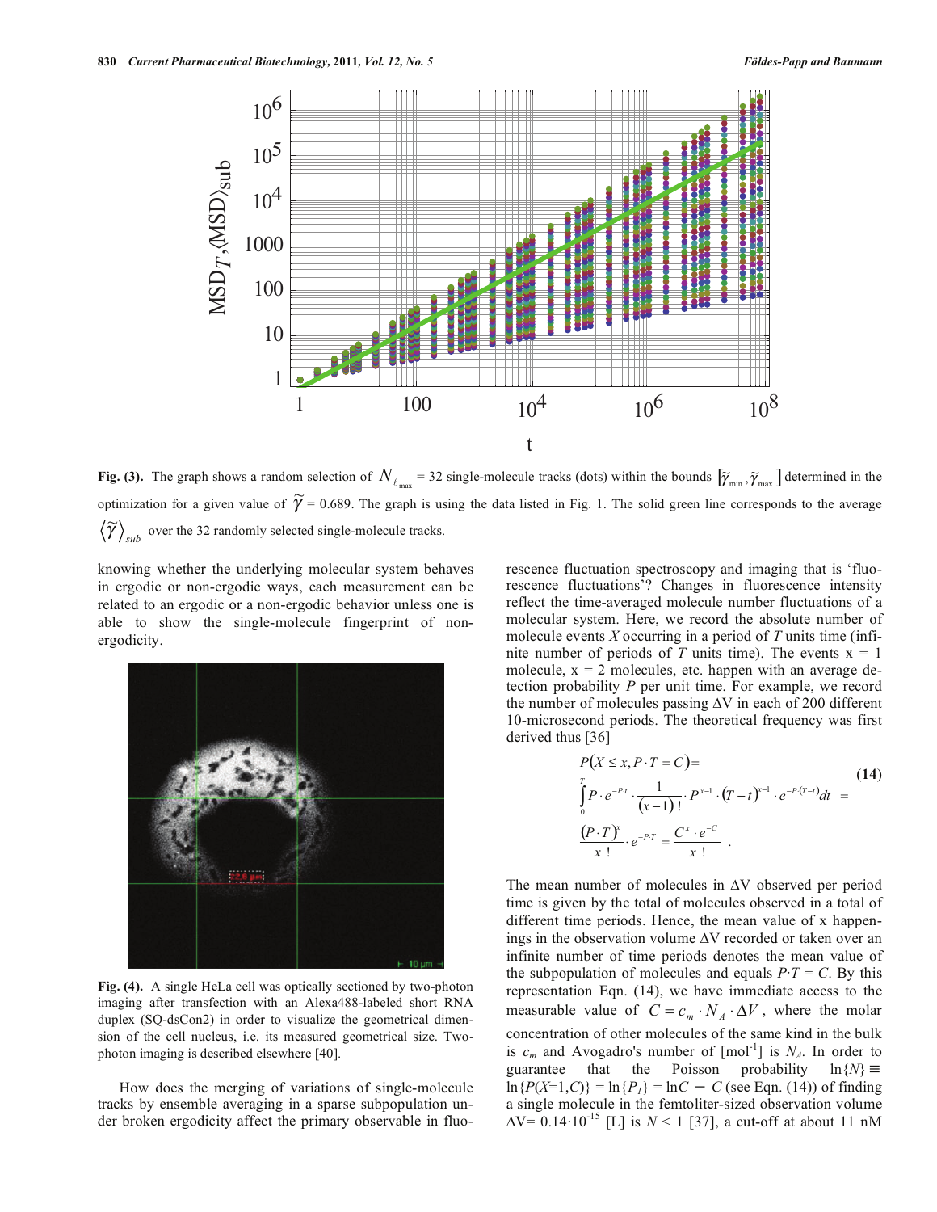Fig. (3). The graph shows a random selection of $N_{\ell_{\max}} = 32$ single-molecule tracks (dots) within the bounds $[\tilde{\gamma}_{\min}, \tilde{\gamma}_{\max}]$ determined in the optimization for a given value of $\tilde{\gamma} = 0.689$. The graph is using the data listed in Fig. 1. The solid green line corresponds to the average $\langle\tilde{\gamma}\rangle_{sub}$ over the 32 randomly selected single-molecule tracks.

knowing whether the underlying molecular system behaves in ergodic or non-ergodic ways, each measurement can be related to an ergodic or a non-ergodic behavior unless one is able to show the single-molecule fingerprint of non-ergodicity.

Fig. (4). A single HeLa cell was optically sectioned by two-photon imaging after transfection with an Alexa488-labeled short RNA duplex (SQ-dsCon2) in order to visualize the geometrical dimension of the cell nucleus, i.e. its measured geometrical size. Two-photon imaging is described elsewhere [40].

How does the merging of variations of single-molecule tracks by ensemble averaging in a sparse subpopulation under broken ergodicity affect the primary observable in fluorescence fluctuation spectroscopy and imaging that is 'fluorescence fluctuations'? Changes in fluorescence intensity reflect the time-averaged molecule number fluctuations of a molecular system. Here, we record the absolute number of molecule events $X$ occurring in a period of $T$ units time (infinite number of periods of $T$ units time). The events x = 1 molecule, x = 2 molecules, etc. happen with an average detection probability $P$ per unit time. For example, we record the number of molecules passing $\Delta V$ in each of 200 different 10-microsecond periods. The theoretical frequency was first derived thus [36]

$$P(X \le x, P \cdot T = C) = \int_0^T P \cdot e^{-P \cdot t} \cdot \frac{1}{(x-1)!} \cdot P^{x-1} \cdot (T-t)^{x-1} \cdot e^{-P \cdot (T-t)} dt = \frac{(P \cdot T)^x}{x!} \cdot e^{-P \cdot T} = \frac{C^x \cdot e^{-C}}{x!} \quad (14)$$

The mean number of molecules in $\Delta V$ observed per period time is given by the total of molecules observed in a total of different time periods. Hence, the mean value of x happenings in the observation volume $\Delta V$ recorded or taken over an infinite number of time periods denotes the mean value of the subpopulation of molecules and equals $P \cdot T = C$. By this representation Eqn. (14), we have immediate access to the measurable value of $C = c_m \cdot N_A \cdot \Delta V$, where the molar concentration of other molecules of the same kind in the bulk is $c_m$ and Avogadro's number of [mol$^{-1}$] is $N_A$. In order to guarantee that the Poisson probability $\ln\{N\} \equiv \ln\{P(X=1,C)\} = \ln\{P_1\} = \ln C - C$ (see Eqn. (14)) of finding a single molecule in the femtoliter-sized observation volume $\Delta V = 0.14 \cdot 10^{-15}$ [L] is $N < 1$ [37], a cut-off at about 11 nM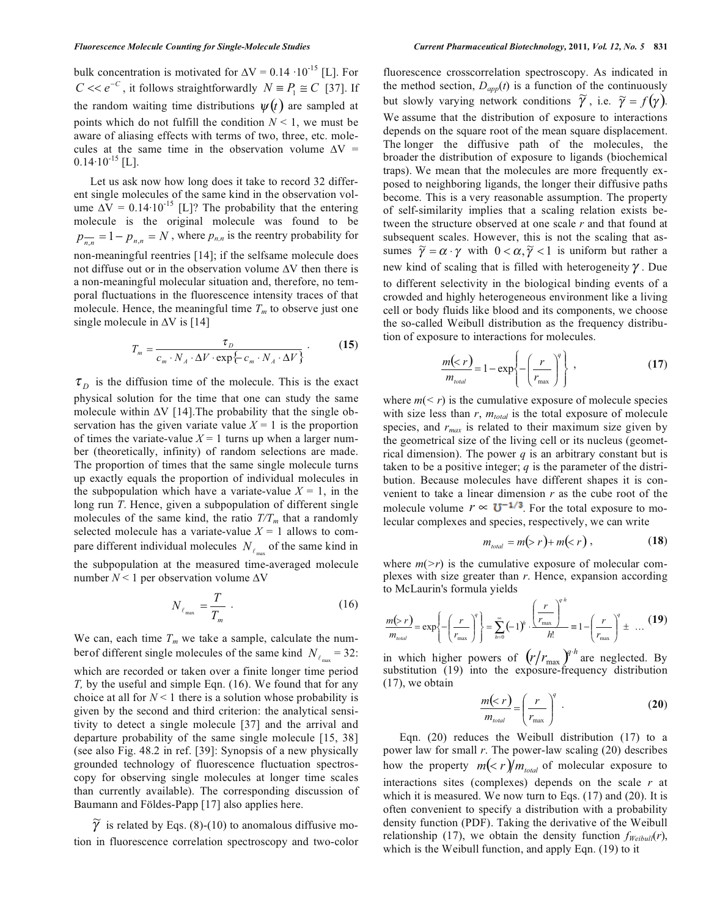bulk concentration is motivated for $\Delta V = 0.14 \cdot 10^{-15}$ [L]. For $C << e^{-C}$, it follows straightforwardly $N \equiv P_1 \cong C$ [37]. If the random waiting time distributions $\psi(t)$ are sampled at points which do not fulfill the condition $N < 1$, we must be aware of aliasing effects with terms of two, three, etc. molecules at the same time in the observation volume $\Delta V = 0.14 \cdot 10^{-15}$ [L].

Let us ask now how long does it take to record 32 different single molecules of the same kind in the observation volume $\Delta V = 0.14 \cdot 10^{-15}$ [L]? The probability that the entering molecule is the original molecule was found to be $p_{\overline{n,n}} = 1 - p_{n,n} = N$, where $p_{n,n}$ is the reentry probability for non-meaningful reentries [14]; if the selfsame molecule does not diffuse out or in the observation volume $\Delta V$ then there is a non-meaningful molecular situation and, therefore, no temporal fluctuations in the fluorescence intensity traces of that molecule. Hence, the meaningful time $T_m$ to observe just one single molecule in $\Delta V$ is [14]

$$T_m = \frac{\tau_D}{c_m \cdot N_A \cdot \Delta V \cdot \exp\{-c_m \cdot N_A \cdot \Delta V\}} \quad . \qquad \textbf{(15)}$$

$\tau_D$ is the diffusion time of the molecule. This is the exact physical solution for the time that one can study the same molecule within $\Delta V$ [14].The probability that the single observation has the given variate value $X = 1$ is the proportion of times the variate-value $X = 1$ turns up when a larger number (theoretically, infinity) of random selections are made. The proportion of times that the same single molecule turns up exactly equals the proportion of individual molecules in the subpopulation which have a variate-value $X = 1$, in the long run $T$. Hence, given a subpopulation of different single molecules of the same kind, the ratio $T/T_m$ that a randomly selected molecule has a variate-value $X = 1$ allows to compare different individual molecules $N_{\ell_{\max}}$ of the same kind in the subpopulation at the measured time-averaged molecule number $N < 1$ per observation volume $\Delta V$

$$N_{\ell_{\max}} = \frac{T}{T_m} \quad . \qquad (16)$$

We can, each time $T_m$ we take a sample, calculate the numberof different single molecules of the same kind $N_{\ell_{\max}} = 32$: which are recorded or taken over a finite longer time period $T$, by the useful and simple Eqn. (16). We found that for any choice at all for $N < 1$ there is a solution whose probability is given by the second and third criterion: the analytical sensitivity to detect a single molecule [37] and the arrival and departure probability of the same single molecule [15, 38] (see also Fig. 48.2 in ref. [39]: Synopsis of a new physically grounded technology of fluorescence fluctuation spectroscopy for observing single molecules at longer time scales than currently available). The corresponding discussion of Baumann and Földes-Papp [17] also applies here.

$\tilde{\gamma}$ is related by Eqs. (8)-(10) to anomalous diffusive motion in fluorescence correlation spectroscopy and two-color fluorescence crosscorrelation spectroscopy. As indicated in the method section, $D_{app}(t)$ is a function of the continuously but slowly varying network conditions $\tilde{\gamma}$, i.e. $\tilde{\gamma} = f(\gamma)$. We assume that the distribution of exposure to interactions depends on the square root of the mean square displacement. The longer the diffusive path of the molecules, the broader the distribution of exposure to ligands (biochemical traps). We mean that the molecules are more frequently exposed to neighboring ligands, the longer their diffusive paths become. This is a very reasonable assumption. The property of self-similarity implies that a scaling relation exists between the structure observed at one scale $r$ and that found at subsequent scales. However, this is not the scaling that assumes $\tilde{\gamma} = \alpha \cdot \gamma$ with $0 < \alpha, \tilde{\gamma} < 1$ is uniform but rather a new kind of scaling that is filled with heterogeneity $\gamma$. Due to different selectivity in the biological binding events of a crowded and highly heterogeneous environment like a living cell or body fluids like blood and its components, we choose the so-called Weibull distribution as the frequency distribution of exposure to interactions for molecules.

$$\frac{m(<r)}{m_{total}} = 1 - \exp\left\{ -\left( \frac{r}{r_{\max}} \right)^q \right\} \; , \qquad \textbf{(17)}$$

where $m(< r)$ is the cumulative exposure of molecule species with size less than $r$, $m_{total}$ is the total exposure of molecule species, and $r_{max}$ is related to their maximum size given by the geometrical size of the living cell or its nucleus (geometrical dimension). The power $q$ is an arbitrary constant but is taken to be a positive integer; $q$ is the parameter of the distribution. Because molecules have different shapes it is convenient to take a linear dimension $r$ as the cube root of the molecule volume $r \propto \mho^{-1/3}$. For the total exposure to molecular complexes and species, respectively, we can write

$$m_{total} = m(>r) + m(<r) \; , \qquad \textbf{(18)}$$

where $m(>r)$ is the cumulative exposure of molecular complexes with size greater than $r$. Hence, expansion according to McLaurin's formula yields

$$\frac{m(>r)}{m_{total}} = \exp\left\{ -\left( \frac{r}{r_{\max}} \right)^q \right\} = \sum_{h=0}^{\infty} (-1)^h \cdot \frac{\left( \frac{r}{r_{\max}} \right)^{q \cdot h}}{h!} \cong 1 - \left( \frac{r}{r_{\max}} \right)^q \pm \; \ldots \qquad \textbf{(19)}$$

in which higher powers of $(r/r_{\max})^{q \cdot h}$ are neglected. By substitution (19) into the exposure-frequency distribution (17), we obtain

$$\frac{m(<r)}{m_{total}} = \left( \frac{r}{r_{\max}} \right)^q \quad . \qquad \textbf{(20)}$$

Eqn. (20) reduces the Weibull distribution (17) to a power law for small $r$. The power-law scaling (20) describes how the property $m(<r)/m_{total}$ of molecular exposure to interactions sites (complexes) depends on the scale $r$ at which it is measured. We now turn to Eqs. (17) and (20). It is often convenient to specify a distribution with a probability density function (PDF). Taking the derivative of the Weibull relationship (17), we obtain the density function $f_{Weibull}(r)$, which is the Weibull function, and apply Eqn. (19) to it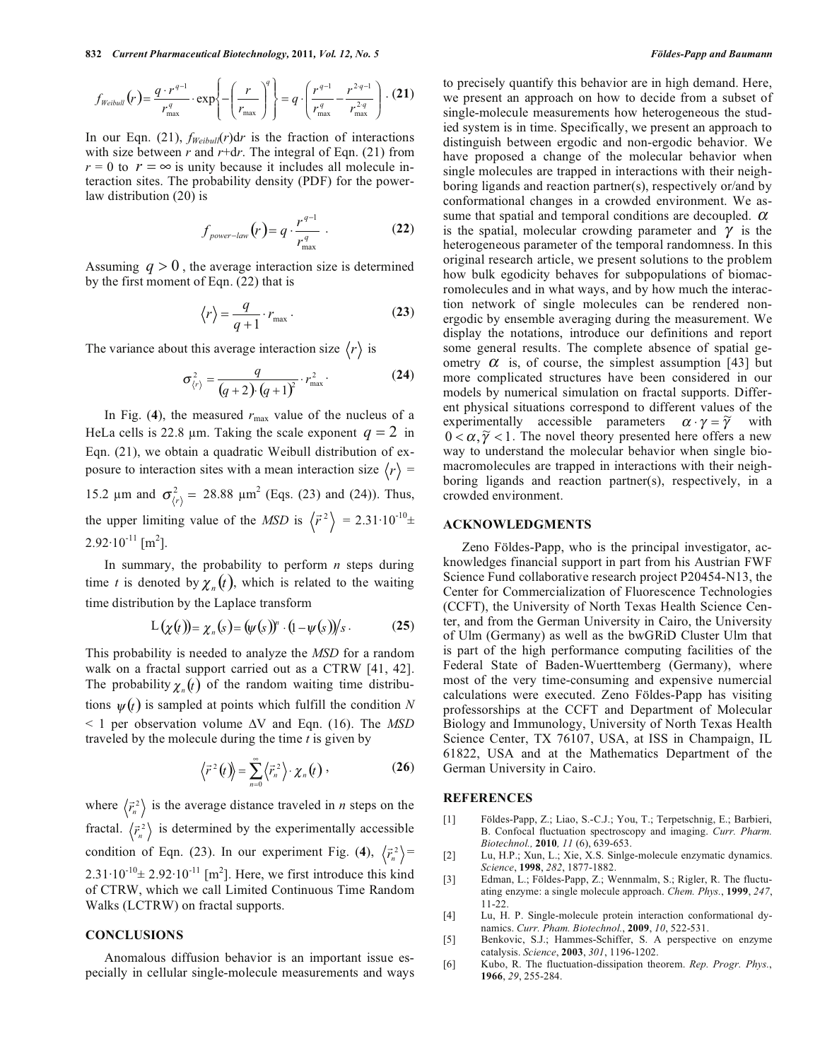$$f_{Weibull}(r) = \frac{q \cdot r^{q-1}}{r_{\max}^{q}} \cdot \exp\left\{-\left(\frac{r}{r_{\max}}\right)^{q}\right\} = q \cdot \left(\frac{r^{q-1}}{r_{\max}^{q}} - \frac{r^{2 \cdot q-1}}{r_{\max}^{2 \cdot q}}\right). \quad \textbf{(21)}$$

In our Eqn. (21), $f_{Weibull}(r)\mathrm{d}r$ is the fraction of interactions with size between $r$ and $r+\mathrm{d}r$. The integral of Eqn. (21) from $r = 0$ to $r = \infty$ is unity because it includes all molecule interaction sites. The probability density (PDF) for the power-law distribution (20) is

$$f_{power-law}(r) = q \cdot \frac{r^{q-1}}{r_{\max}^{q}}. \quad \textbf{(22)}$$

Assuming $q > 0$, the average interaction size is determined by the first moment of Eqn. (22) that is

$$\langle r \rangle = \frac{q}{q+1} \cdot r_{\max}. \quad \textbf{(23)}$$

The variance about this average interaction size $\langle r \rangle$ is

$$\sigma_{\langle r \rangle}^{2} = \frac{q}{(q+2) \cdot (q+1)^{2}} \cdot r_{\max}^{2}. \quad \textbf{(24)}$$

In Fig. (**4**), the measured $r_{\max}$ value of the nucleus of a HeLa cells is 22.8 µm. Taking the scale exponent $q = 2$ in Eqn. (21), we obtain a quadratic Weibull distribution of exposure to interaction sites with a mean interaction size $\langle r \rangle$ = 15.2 µm and $\sigma_{\langle r \rangle}^{2}$ = 28.88 µm$^2$ (Eqs. (23) and (24)). Thus, the upper limiting value of the *MSD* is $\langle \vec{r}^{\,2} \rangle$ = $2.31 \cdot 10^{-10} \pm 2.92 \cdot 10^{-11}$ [m$^2$].

In summary, the probability to perform *n* steps during time *t* is denoted by $\chi_n(t)$, which is related to the waiting time distribution by the Laplace transform

$$\mathrm{L}(\chi(t)) = \chi_n(s) = (\psi(s))^{n} \cdot (1 - \psi(s))/s. \quad \textbf{(25)}$$

This probability is needed to analyze the *MSD* for a random walk on a fractal support carried out as a CTRW [41, 42]. The probability $\chi_n(t)$ of the random waiting time distributions $\psi(t)$ is sampled at points which fulfill the condition *N* < 1 per observation volume $\Delta$V and Eqn. (16). The *MSD* traveled by the molecule during the time *t* is given by

$$\langle \vec{r}^{\,2}(t) \rangle = \sum_{n=0}^{\infty} \langle \vec{r}_n^{\,2} \rangle \cdot \chi_n(t), \quad \textbf{(26)}$$

where $\langle \vec{r}_n^{\,2} \rangle$ is the average distance traveled in *n* steps on the fractal. $\langle \vec{r}_n^{\,2} \rangle$ is determined by the experimentally accessible condition of Eqn. (23). In our experiment Fig. (**4**), $\langle \vec{r}_n^{\,2} \rangle$ = $2.31 \cdot 10^{-10} \pm 2.92 \cdot 10^{-11}$ [m$^2$]. Here, we first introduce this kind of CTRW, which we call Limited Continuous Time Random Walks (LCTRW) on fractal supports.

## CONCLUSIONS

Anomalous diffusion behavior is an important issue especially in cellular single-molecule measurements and ways to precisely quantify this behavior are in high demand. Here, we present an approach on how to decide from a subset of single-molecule measurements how heterogeneous the studied system is in time. Specifically, we present an approach to distinguish between ergodic and non-ergodic behavior. We have proposed a change of the molecular behavior when single molecules are trapped in interactions with their neighboring ligands and reaction partner(s), respectively or/and by conformational changes in a crowded environment. We assume that spatial and temporal conditions are decoupled. $\alpha$ is the spatial, molecular crowding parameter and $\gamma$ is the heterogeneous parameter of the temporal randomness. In this original research article, we present solutions to the problem how bulk egodicity behaves for subpopulations of biomacromolecules and in what ways, and by how much the interaction network of single molecules can be rendered nonergodic by ensemble averaging during the measurement. We display the notations, introduce our definitions and report some general results. The complete absence of spatial geometry $\alpha$ is, of course, the simplest assumption [43] but more complicated structures have been considered in our models by numerical simulation on fractal supports. Different physical situations correspond to different values of the experimentally accessible parameters $\alpha \cdot \gamma = \tilde{\gamma}$ with $0 < \alpha, \tilde{\gamma} < 1$. The novel theory presented here offers a new way to understand the molecular behavior when single biomacromolecules are trapped in interactions with their neighboring ligands and reaction partner(s), respectively, in a crowded environment.

## ACKNOWLEDGMENTS

Zeno Földes-Papp, who is the principal investigator, acknowledges financial support in part from his Austrian FWF Science Fund collaborative research project P20454-N13, the Center for Commercialization of Fluorescence Technologies (CCFT), the University of North Texas Health Science Center, and from the German University in Cairo, the University of Ulm (Germany) as well as the bwGRiD Cluster Ulm that is part of the high performance computing facilities of the Federal State of Baden-Wuerttemberg (Germany), where most of the very time-consuming and expensive numercial calculations were executed. Zeno Földes-Papp has visiting professorships at the CCFT and Department of Molecular Biology and Immunology, University of North Texas Health Science Center, TX 76107, USA, at ISS in Champaign, IL 61822, USA and at the Mathematics Department of the German University in Cairo.

## REFERENCES

[1] Földes-Papp, Z.; Liao, S.-C.J.; You, T.; Terpetschnig, E.; Barbieri, B. Confocal fluctuation spectroscopy and imaging. *Curr. Pharm. Biotechnol.*, **2010**, *11* (6), 639-653.

[2] Lu, H.P.; Xun, L.; Xie, X.S. Sinlge-molecule enzymatic dynamics. *Science*, **1998**, *282*, 1877-1882.

[3] Edman, L.; Földes-Papp, Z.; Wennmalm, S.; Rigler, R. The fluctuating enzyme: a single molecule approach. *Chem. Phys.*, **1999**, *247*, 11-22.

[4] Lu, H. P. Single-molecule protein interaction conformational dynamics. *Curr. Pham. Biotechnol.*, **2009**, *10*, 522-531.

[5] Benkovic, S.J.; Hammes-Schiffer, S. A perspective on enzyme catalysis. *Science*, **2003**, *301*, 1196-1202.

[6] Kubo, R. The fluctuation-dissipation theorem. *Rep. Progr. Phys.*, **1966**, *29*, 255-284.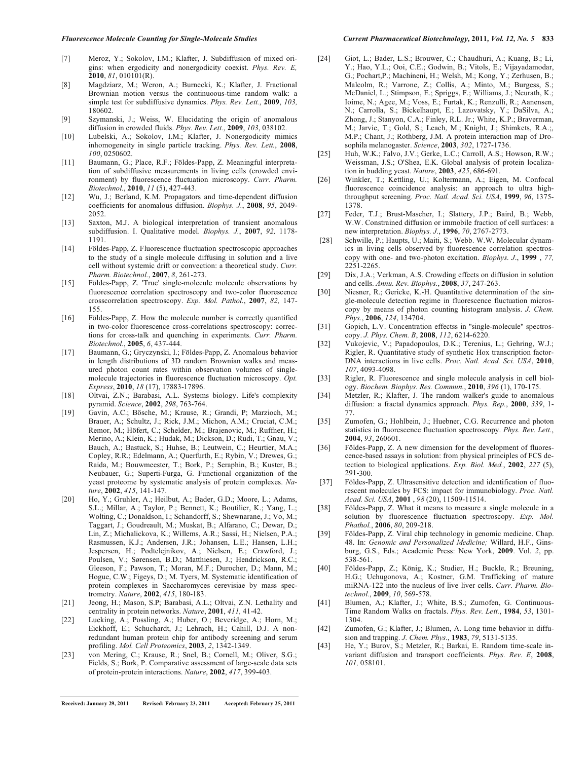[7] Meroz, Y.; Sokolov, I.M.; Klafter, J. Subdiffusion of mixed origins: when ergodicity and nonergodicity coexist. *Phys. Rev. E,* **2010**, *81*, 010101(R).

[8] Magdziarz, M.; Weron, A.; Burnecki, K.; Klafter, J. Fractional Brownian motion versus the continuous-time random walk: a simple test for subdiffusive dynamics. *Phys. Rev. Lett.*, **2009**, *103,* 180602.

[9] Szymanski, J.; Weiss, W. Elucidating the origin of anomalous diffusion in crowded fluids. *Phys. Rev. Lett.*, **2009**, *103*, 038102.

[10] Lubelski, A.; Sokolov, I.M.; Klafter, J. Nonergodicity mimics inhomogeneity in single particle tracking. *Phys. Rev. Lett.*, **2008**, *100*, 0250602.

[11] Baumann, G.; Place, R.F.; Földes-Papp, Z. Meaningful interpretation of subdiffusive measurements in living cells (crowded environment) by fluorescence fluctuation microscopy. *Curr. Pharm. Biotechnol.*, **2010**, *11* (5), 427-443.

[12] Wu, J.; Berland, K.M. Propagators and time-dependent diffusion coefficients for anomalous diffusion. *Biophys. J.*, **2008**, *95*, 2049-2052.

[13] Saxton, M.J. A biological interpretation of transient anomalous subdiffusion. I. Qualitative model. *Biophys. J.*, **2007**, *92,* 1178-1191.

[14] Földes-Papp, Z. Fluorescence fluctuation spectroscopic approaches to the study of a single molecule diffusing in solution and a live cell without systemic drift or convection: a theoretical study. *Curr. Pharm. Biotechnol.*, **2007**, *8*, 261-273.

[15] Földes-Papp, Z. 'True' single-molecule molecule observations by fluorescence correlation spectroscopy and two-color fluorescence crosscorrelation spectroscopy. *Exp. Mol. Pathol.*, **2007**, *82,* 147-155.

[16] Földes-Papp, Z. How the molecule number is correctly quantified in two-color fluorescence cross-correlations spectroscopy: corrections for cross-talk and quenching in experiments. *Curr. Pharm. Biotechnol.*, **2005**, *6*, 437-444.

[17] Baumann, G.; Gryczynski, I.; Földes-Papp, Z. Anomalous behavior in length distributions of 3D random Brownian walks and measured photon count rates within observation volumes of single-molecule trajectories in fluorescence fluctuation microscopy. *Opt. Express*, **2010**, *18* (17), 17883-17896.

[18] Oltvai, Z.N.; Barabasi, A.L. Systems biology. Life's complexity pyramid. *Science*, **2002**, *298*, 763-764.

[19] Gavin, A.C.; Bösche, M.; Krause, R.; Grandi, P; Marzioch, M.; Brauer, A.; Schultz, J.; Rick, J.M.; Michon, A.M.; Cruciat, C.M.; Remor, M.; Höfert, C.; Schelder, M.; Brajenovic, M.; Ruffner, H.; Merino, A.; Klein, K.; Hudak, M.; Dickson, D.; Rudi, T.; Gnau, V.; Bauch, A.; Bastuck, S.; Huhse, B.; Leutwein, C.; Heurtier, M.A.; Copley, R.R.; Edelmann, A.; Querfurth, E.; Rybin, V.; Drewes, G.; Raida, M.; Bouwmeester, T.; Bork, P.; Seraphin, B.; Kuster, B.; Neubauer, G.; Superti-Furga, G. Functional organization of the yeast proteome by systematic analysis of protein complexes. *Nature*, **2002**, *415*, 141-147.

[20] Ho, Y.; Gruhler, A.; Heilbut, A.; Bader, G.D.; Moore, L.; Adams, S.L.; Millar, A.; Taylor, P.; Bennett, K.; Boutilier, K.; Yang, L.; Wolting, C.; Donaldson, I.; Schandorff, S.; Shewnarane, J.; Vo, M.; Taggart, J.; Goudreault, M.; Muskat, B.; Alfarano, C.; Dewar, D.; Lin, Z.; Michalickova, K.; Willems, A.R.; Sassi, H.; Nielsen, P.A.; Rasmussen, K.J.; Andersen, J.R.; Johansen, L.E.; Hansen, L.H.; Jespersen, H.; Podtelejnikov, A.; Nielsen, E.; Crawford, J.; Poulsen, V.; Sørensen, B.D.; Matthiesen, J.; Hendrickson, R.C.; Gleeson, F.; Pawson, T.; Moran, M.F.; Durocher, D.; Mann, M.; Hogue, C.W.; Figeys, D.; M. Tyers, M. Systematic identification of protein complexes in Saccharomyces cerevisiae by mass spectrometry. *Nature*, **2002**, *415*, 180-183.

[21] Jeong, H.; Mason, S.P; Barabasi, A.L.; Oltvai, Z.N. Lethality and centrality in protein networks. *Nature*, **2001**, *411,* 41-42.

[22] Lueking, A.; Possling, A.; Huber, O.; Beveridge, A.; Horn, M.; Eickhoff, E.; Schuchardt, J.; Lehrach, H.; Cahill, D.J. A nonredundant human protein chip for antibody screening and serum profiling. *Mol. Cell Proteomics*, **2003**, *2*, 1342-1349.

[23] von Mering, C.; Krause, R.; Snel, B.; Cornell, M.; Oliver, S.G.; Fields, S.; Bork, P. Comparative assessment of large-scale data sets of protein-protein interactions. *Nature*, **2002**, *417*, 399-403.

[24] Giot, L.; Bader, L.S.; Brouwer, C.; Chaudhuri, A.; Kuang, B.; Li, Y.; Hao, Y.L.; Ooi, C.E.; Godwin, B.; Vitols, E.; Vijayadamodar, G.; Pochart,P.; Machineni, H.; Welsh, M.; Kong, Y.; Zerhusen, B.; Malcolm, R.; Varrone, Z.; Collis, A.; Minto, M.; Burgess, S.; McDaniel, L.; Stimpson, E.; Spriggs, F.; Williams, J.; Neurath, K.; Ioime, N.; Agee, M.; Voss, E.; Furtak, K.; Renzulli, R.; Aanensen, N.; Carrolla, S.; Bickelhaupt, E.; Lazovatsky, Y.; DaSilva, A.; Zhong, J.; Stanyon, C.A.; Finley, R.L. Jr.; White, K.P.; Braverman, M.; Jarvie, T.; Gold, S.; Leach, M.; Knight, J.; Shimkets, R.A.;, M.P.; Chant, J.; Rothberg, J.M. A protein interaction map of Drosophila melanogaster. *Science*, **2003**, *302*, 1727-1736.

[25] Huh, W.K.; Falvo, J.V.; Gerke, L.C.; Carroll, A.S.; Howson, R.W.; Weissman, J.S.; O'Shea, E.K. Global analysis of protein localization in budding yeast. *Nature*, **2003**, *425*, 686-691.

[26] Winkler, T.; Kettling, U.; Koltermann, A.; Eigen, M. Confocal fluorescence coincidence analysis: an approach to ultra high-throughput screening. *Proc. Natl. Acad. Sci. USA*, **1999**, *96*, 1375-1378.

[27] Feder, T.J.; Brust-Mascher, I.; Slattery, J.P.; Baird, B.; Webb, W.W. Constrained diffusion or immobile fraction of cell surfaces: a new interpretation. *Biophys. J.*, **1996**, *70*, 2767-2773.

[28] Schwille, P.; Haupts, U.; Maiti, S.; Webb. W.W. Molecular dynamics in living cells observed by fluorescence correlation spectroscopy with one- and two-photon excitation. *Biophys. J*., **1999** , *77,* 2251-2265.

[29] Dix, J.A.; Verkman, A.S. Crowding effects on diffusion in solution and cells. *Annu. Rev. Biophys.*, **2008**, *37*, 247-263.

[30] Niesner, R.; Gericke, K.-H. Quantitative determination of the single-molecule detection regime in fluorescence fluctuation microscopy by means of photon counting histogram analysis. *J. Chem. Phys.*, **2006**, *124*, 134704.

[31] Gopich, L.V. Concentration effectss in "single-molecule" spectroscopy. *J. Phys. Chem. B*, **2008**, *112*, 6214-6220.

[32] Vukojevic, V.; Papadopoulos, D.K.; Terenius, L.; Gehring, W.J.; Rigler, R. Quantitative study of synthetic Hox transcription factor-DNA interactions in live cells. *Proc. Natl. Acad. Sci. USA*, **2010**, *107*, 4093-4098.

[33] Rigler, R. Fluorescence and single molecule analysis in cell biology. *Biochem. Biophys. Res. Commun.*, **2010**, *396* (1), 170-175.

[34] Metzler, R.; Klafter, J. The random walker's guide to anomalous diffusion: a fractal dynamics approach. *Phys. Rep.*, **2000**, *339*, 1-77.

[35] Zumofen, G.; Hohlbein, J.; Huebner, C.G. Recurrence and photon statistics in fluorescence fluctuation spectroscopy. *Phys. Rev. Lett.*, **2004**, *93*, 260601.

[36] Földes-Papp, Z. A new dimension for the development of fluorescence-based assays in solution: from physical principles of FCS detection to biological applications. *Exp. Biol. Med.*, **2002**, *227* (5), 291-300.

[37] Földes-Papp, Z. Ultrasensitive detection and identification of fluorescent molecules by FCS: impact for immunobiology. *Proc. Natl. Acad. Sci. USA*, **2001** , *98* (20), 11509-11514.

[38] Földes-Papp, Z. What it means to measure a single molecule in a solution by fluorescence fluctuation spectroscopy. *Exp. Mol. Phathol.*, **2006**, *80*, 209-218.

[39] Földes-Papp, Z. Viral chip technology in genomic medicine. Chap. 48. In: *Genomic and Personalized Medicine;* Willard, H.F., Ginsburg, G.S., Eds.; Academic Press: New York, **2009**. Vol. *2*, pp. 538-561.

[40] Földes-Papp, Z.; König, K.; Studier, H.; Buckle, R.; Breuning, H.G.; Uchugonova, A.; Kostner, G.M. Trafficking of mature miRNA-122 into the nucleus of live liver cells. *Curr. Pharm. Biotechnol.*, **2009**, *10*, 569-578.

[41] Blumen, A.; Klafter, J.; White, B.S.; Zumofen, G. Continuous-Time Random Walks on fractals. *Phys. Rev. Lett.*, **1984**, *53*, 1301-1304.

[42] Zumofen, G.; Klafter, J.; Blumen, A. Long time behavior in diffusion and trapping. *J. Chem. Phys.*, **1983**, *79*, 5131-5135.

[43] He, Y.; Burov, S.; Metzler, R.; Barkai, E. Random time-scale invariant diffusion and transport coefficients. *Phys. Rev. E*, **2008**, *101,* 058101.

**Received: January 29, 2011 Revised: February 23, 2011 Accepted: February 25, 2011**